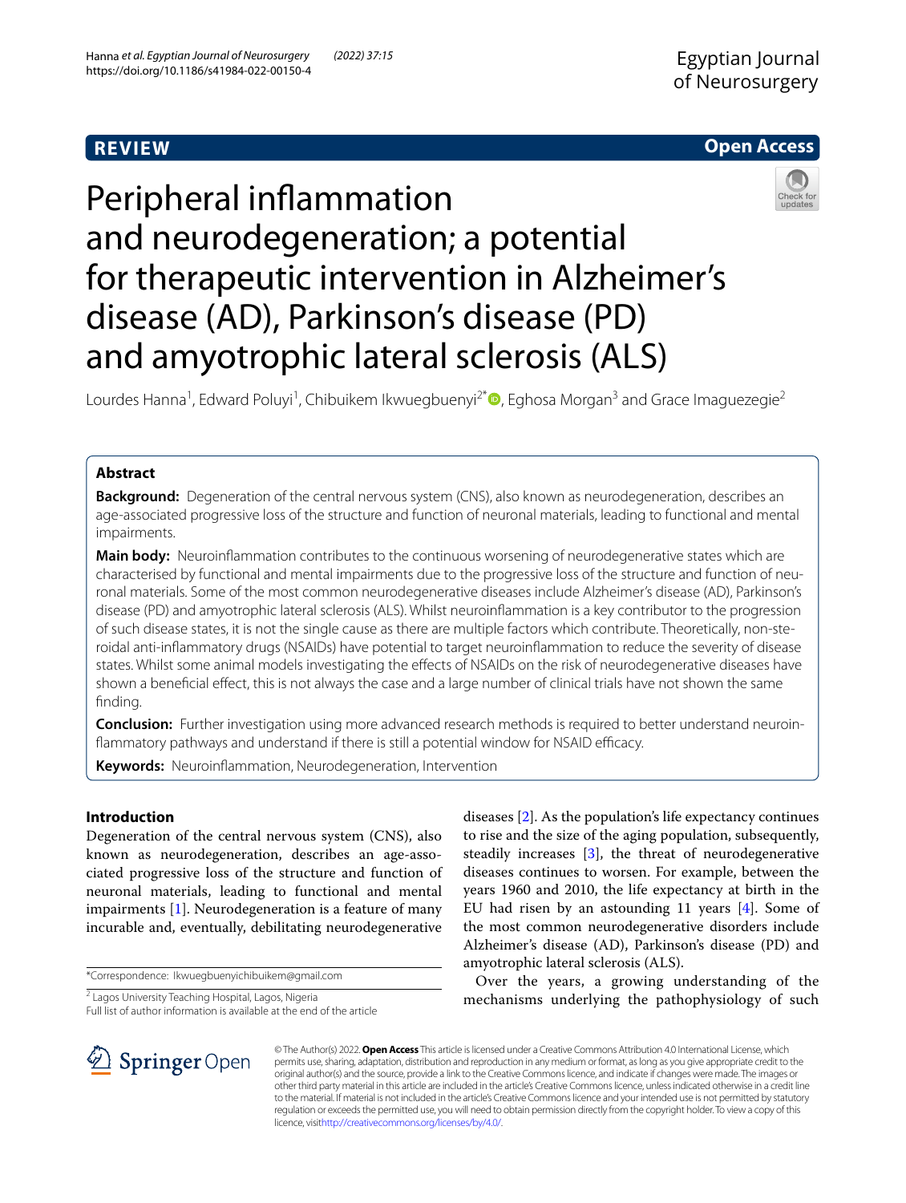REVIEW

Open Access

# Peripheral inflammation and neurodegeneration; a potential for therapeutic intervention in Alzheimer's disease (AD), Parkinson's disease (PD) and amyotrophic lateral sclerosis (ALS)

Lourdes Hanna[1], Edward Poluyi[1], Chibuikem Ikwuegbuenyi[2*], Eghosa Morgan[3] and Grace Imaguezegie[2]

## Abstract

**Background:** Degeneration of the central nervous system (CNS), also known as neurodegeneration, describes an age-associated progressive loss of the structure and function of neuronal materials, leading to functional and mental impairments.

**Main body:** Neuroinflammation contributes to the continuous worsening of neurodegenerative states which are characterised by functional and mental impairments due to the progressive loss of the structure and function of neuronal materials. Some of the most common neurodegenerative diseases include Alzheimer's disease (AD), Parkinson's disease (PD) and amyotrophic lateral sclerosis (ALS). Whilst neuroinflammation is a key contributor to the progression of such disease states, it is not the single cause as there are multiple factors which contribute. Theoretically, non-steroidal anti-inflammatory drugs (NSAIDs) have potential to target neuroinflammation to reduce the severity of disease states. Whilst some animal models investigating the effects of NSAIDs on the risk of neurodegenerative diseases have shown a beneficial effect, this is not always the case and a large number of clinical trials have not shown the same finding.

**Conclusion:** Further investigation using more advanced research methods is required to better understand neuroinflammatory pathways and understand if there is still a potential window for NSAID efficacy.

**Keywords:** Neuroinflammation, Neurodegeneration, Intervention

## Introduction

Degeneration of the central nervous system (CNS), also known as neurodegeneration, describes an age-associated progressive loss of the structure and function of neuronal materials, leading to functional and mental impairments [1]. Neurodegeneration is a feature of many incurable and, eventually, debilitating neurodegenerative diseases [2]. As the population's life expectancy continues to rise and the size of the aging population, subsequently, steadily increases [3], the threat of neurodegenerative diseases continues to worsen. For example, between the years 1960 and 2010, the life expectancy at birth in the EU had risen by an astounding 11 years [4]. Some of the most common neurodegenerative disorders include Alzheimer's disease (AD), Parkinson's disease (PD) and amyotrophic lateral sclerosis (ALS).

Over the years, a growing understanding of the mechanisms underlying the pathophysiology of such

*Correspondence: Ikwuegbuenyichibuikem@gmail.com

[2] Lagos University Teaching Hospital, Lagos, Nigeria

Full list of author information is available at the end of the article

© The Author(s) 2022. **Open Access** This article is licensed under a Creative Commons Attribution 4.0 International License, which permits use, sharing, adaptation, distribution and reproduction in any medium or format, as long as you give appropriate credit to the original author(s) and the source, provide a link to the Creative Commons licence, and indicate if changes were made. The images or other third party material in this article are included in the article's Creative Commons licence, unless indicated otherwise in a credit line to the material. If material is not included in the article's Creative Commons licence and your intended use is not permitted by statutory regulation or exceeds the permitted use, you will need to obtain permission directly from the copyright holder. To view a copy of this licence, visit http://creativecommons.org/licenses/by/4.0/.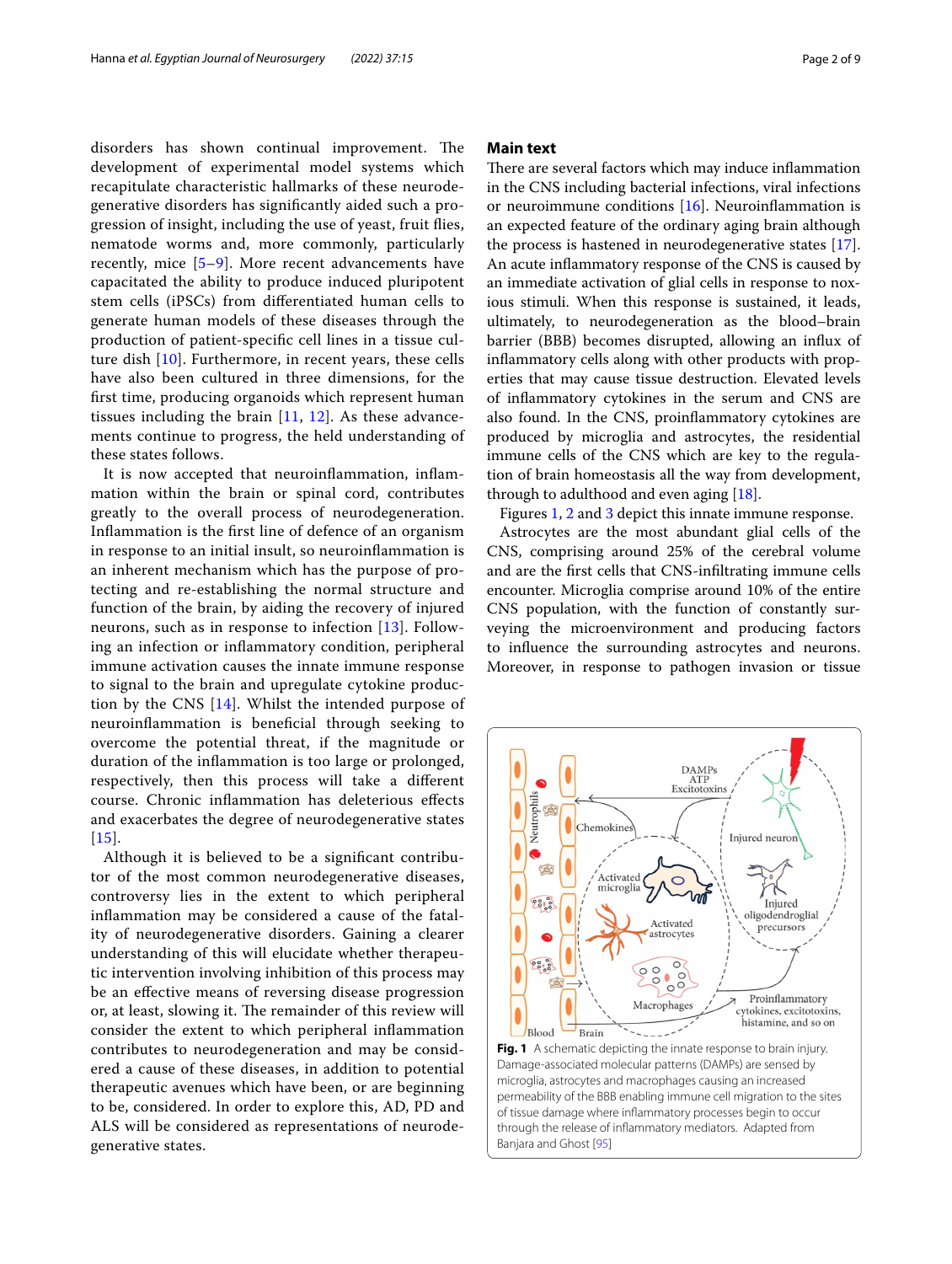disorders has shown continual improvement. The development of experimental model systems which recapitulate characteristic hallmarks of these neurodegenerative disorders has significantly aided such a progression of insight, including the use of yeast, fruit flies, nematode worms and, more commonly, particularly recently, mice [5–9]. More recent advancements have capacitated the ability to produce induced pluripotent stem cells (iPSCs) from differentiated human cells to generate human models of these diseases through the production of patient-specific cell lines in a tissue culture dish [10]. Furthermore, in recent years, these cells have also been cultured in three dimensions, for the first time, producing organoids which represent human tissues including the brain [11, 12]. As these advancements continue to progress, the held understanding of these states follows.

It is now accepted that neuroinflammation, inflammation within the brain or spinal cord, contributes greatly to the overall process of neurodegeneration. Inflammation is the first line of defence of an organism in response to an initial insult, so neuroinflammation is an inherent mechanism which has the purpose of protecting and re-establishing the normal structure and function of the brain, by aiding the recovery of injured neurons, such as in response to infection [13]. Following an infection or inflammatory condition, peripheral immune activation causes the innate immune response to signal to the brain and upregulate cytokine production by the CNS [14]. Whilst the intended purpose of neuroinflammation is beneficial through seeking to overcome the potential threat, if the magnitude or duration of the inflammation is too large or prolonged, respectively, then this process will take a different course. Chronic inflammation has deleterious effects and exacerbates the degree of neurodegenerative states [15].

Although it is believed to be a significant contributor of the most common neurodegenerative diseases, controversy lies in the extent to which peripheral inflammation may be considered a cause of the fatality of neurodegenerative disorders. Gaining a clearer understanding of this will elucidate whether therapeutic intervention involving inhibition of this process may be an effective means of reversing disease progression or, at least, slowing it. The remainder of this review will consider the extent to which peripheral inflammation contributes to neurodegeneration and may be considered a cause of these diseases, in addition to potential therapeutic avenues which have been, or are beginning to be, considered. In order to explore this, AD, PD and ALS will be considered as representations of neurodegenerative states.

## Main text

There are several factors which may induce inflammation in the CNS including bacterial infections, viral infections or neuroimmune conditions [16]. Neuroinflammation is an expected feature of the ordinary aging brain although the process is hastened in neurodegenerative states [17]. An acute inflammatory response of the CNS is caused by an immediate activation of glial cells in response to noxious stimuli. When this response is sustained, it leads, ultimately, to neurodegeneration as the blood–brain barrier (BBB) becomes disrupted, allowing an influx of inflammatory cells along with other products with properties that may cause tissue destruction. Elevated levels of inflammatory cytokines in the serum and CNS are also found. In the CNS, proinflammatory cytokines are produced by microglia and astrocytes, the residential immune cells of the CNS which are key to the regulation of brain homeostasis all the way from development, through to adulthood and even aging [18].

Figures 1, 2 and 3 depict this innate immune response.

Astrocytes are the most abundant glial cells of the CNS, comprising around 25% of the cerebral volume and are the first cells that CNS-infiltrating immune cells encounter. Microglia comprise around 10% of the entire CNS population, with the function of constantly surveying the microenvironment and producing factors to influence the surrounding astrocytes and neurons. Moreover, in response to pathogen invasion or tissue

**Fig. 1** A schematic depicting the innate response to brain injury. Damage-associated molecular patterns (DAMPs) are sensed by microglia, astrocytes and macrophages causing an increased permeability of the BBB enabling immune cell migration to the sites of tissue damage where inflammatory processes begin to occur through the release of inflammatory mediators. Adapted from Banjara and Ghost [95]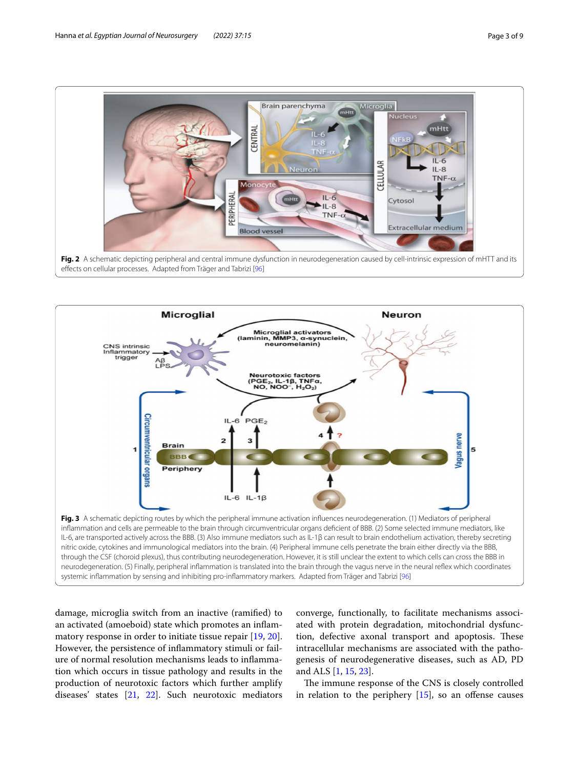**Fig. 2** A schematic depicting peripheral and central immune dysfunction in neurodegeneration caused by cell-intrinsic expression of mHTT and its effects on cellular processes. Adapted from Träger and Tabrizi [96]

**Fig. 3** A schematic depicting routes by which the peripheral immune activation influences neurodegeneration. (1) Mediators of peripheral inflammation and cells are permeable to the brain through circumventricular organs deficient of BBB. (2) Some selected immune mediators, like IL-6, are transported actively across the BBB. (3) Also immune mediators such as IL-1β can result to brain endothelium activation, thereby secreting nitric oxide, cytokines and immunological mediators into the brain. (4) Peripheral immune cells penetrate the brain either directly via the BBB, through the CSF (choroid plexus), thus contributing neurodegeneration. However, it is still unclear the extent to which cells can cross the BBB in neurodegeneration. (5) Finally, peripheral inflammation is translated into the brain through the vagus nerve in the neural reflex which coordinates systemic inflammation by sensing and inhibiting pro-inflammatory markers. Adapted from Träger and Tabrizi [96]

damage, microglia switch from an inactive (ramified) to an activated (amoeboid) state which promotes an inflammatory response in order to initiate tissue repair [19, 20]. However, the persistence of inflammatory stimuli or failure of normal resolution mechanisms leads to inflammation which occurs in tissue pathology and results in the production of neurotoxic factors which further amplify diseases' states [21, 22]. Such neurotoxic mediators converge, functionally, to facilitate mechanisms associated with protein degradation, mitochondrial dysfunction, defective axonal transport and apoptosis. These intracellular mechanisms are associated with the pathogenesis of neurodegenerative diseases, such as AD, PD and ALS [1, 15, 23].

The immune response of the CNS is closely controlled in relation to the periphery [15], so an offense causes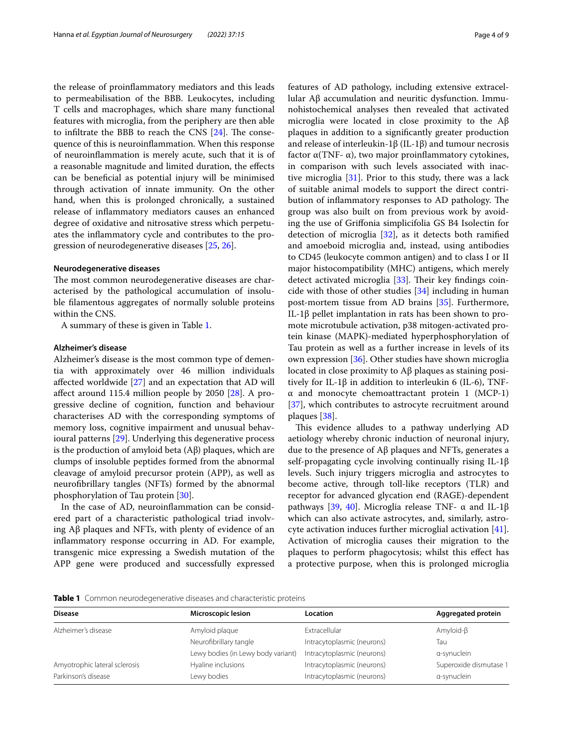the release of proinflammatory mediators and this leads to permeabilisation of the BBB. Leukocytes, including T cells and macrophages, which share many functional features with microglia, from the periphery are then able to infiltrate the BBB to reach the CNS [24]. The consequence of this is neuroinflammation. When this response of neuroinflammation is merely acute, such that it is of a reasonable magnitude and limited duration, the effects can be beneficial as potential injury will be minimised through activation of innate immunity. On the other hand, when this is prolonged chronically, a sustained release of inflammatory mediators causes an enhanced degree of oxidative and nitrosative stress which perpetuates the inflammatory cycle and contributes to the progression of neurodegenerative diseases [25, 26].

### Neurodegenerative diseases

The most common neurodegenerative diseases are characterised by the pathological accumulation of insoluble filamentous aggregates of normally soluble proteins within the CNS.

A summary of these is given in Table 1.

### Alzheimer's disease

Alzheimer's disease is the most common type of dementia with approximately over 46 million individuals affected worldwide [27] and an expectation that AD will affect around 115.4 million people by 2050 [28]. A progressive decline of cognition, function and behaviour characterises AD with the corresponding symptoms of memory loss, cognitive impairment and unusual behavioural patterns [29]. Underlying this degenerative process is the production of amyloid beta (Aβ) plaques, which are clumps of insoluble peptides formed from the abnormal cleavage of amyloid precursor protein (APP), as well as neurofibrillary tangles (NFTs) formed by the abnormal phosphorylation of Tau protein [30].

In the case of AD, neuroinflammation can be considered part of a characteristic pathological triad involving Aβ plaques and NFTs, with plenty of evidence of an inflammatory response occurring in AD. For example, transgenic mice expressing a Swedish mutation of the APP gene were produced and successfully expressed features of AD pathology, including extensive extracellular Aβ accumulation and neuritic dysfunction. Immunohistochemical analyses then revealed that activated microglia were located in close proximity to the Aβ plaques in addition to a significantly greater production and release of interleukin-1β (IL-1β) and tumour necrosis factor α(TNF- α), two major proinflammatory cytokines, in comparison with such levels associated with inactive microglia [31]. Prior to this study, there was a lack of suitable animal models to support the direct contribution of inflammatory responses to AD pathology. The group was also built on from previous work by avoiding the use of Griffonia simplicifolia GS B4 Isolectin for detection of microglia [32], as it detects both ramified and amoeboid microglia and, instead, using antibodies to CD45 (leukocyte common antigen) and to class I or II major histocompatibility (MHC) antigens, which merely detect activated microglia [33]. Their key findings coincide with those of other studies [34] including in human post-mortem tissue from AD brains [35]. Furthermore, IL-1β pellet implantation in rats has been shown to promote microtubule activation, p38 mitogen-activated protein kinase (MAPK)-mediated hyperphosphorylation of Tau protein as well as a further increase in levels of its own expression [36]. Other studies have shown microglia located in close proximity to Aβ plaques as staining positively for IL-1β in addition to interleukin 6 (IL-6), TNF-α and monocyte chemoattractant protein 1 (MCP-1) [37], which contributes to astrocyte recruitment around plaques [38].

This evidence alludes to a pathway underlying AD aetiology whereby chronic induction of neuronal injury, due to the presence of Aβ plaques and NFTs, generates a self-propagating cycle involving continually rising IL-1β levels. Such injury triggers microglia and astrocytes to become active, through toll-like receptors (TLR) and receptor for advanced glycation end (RAGE)-dependent pathways [39, 40]. Microglia release TNF- α and IL-1β which can also activate astrocytes, and, similarly, astrocyte activation induces further microglial activation [41]. Activation of microglia causes their migration to the plaques to perform phagocytosis; whilst this effect has a protective purpose, when this is prolonged microglia

**Table 1** Common neurodegenerative diseases and characteristic proteins

| Disease | Microscopic lesion | Location | Aggregated protein |
|---|---|---|---|
| Alzheimer's disease | Amyloid plaque | Extracellular | Amyloid-β |
| | Neurofibrillary tangle | Intracytoplasmic (neurons) | Tau |
| | Lewy bodies (in Lewy body variant) | Intracytoplasmic (neurons) | α-synuclein |
| Amyotrophic lateral sclerosis | Hyaline inclusions | Intracytoplasmic (neurons) | Superoxide dismutase 1 |
| Parkinson's disease | Lewy bodies | Intracytoplasmic (neurons) | α-synuclein |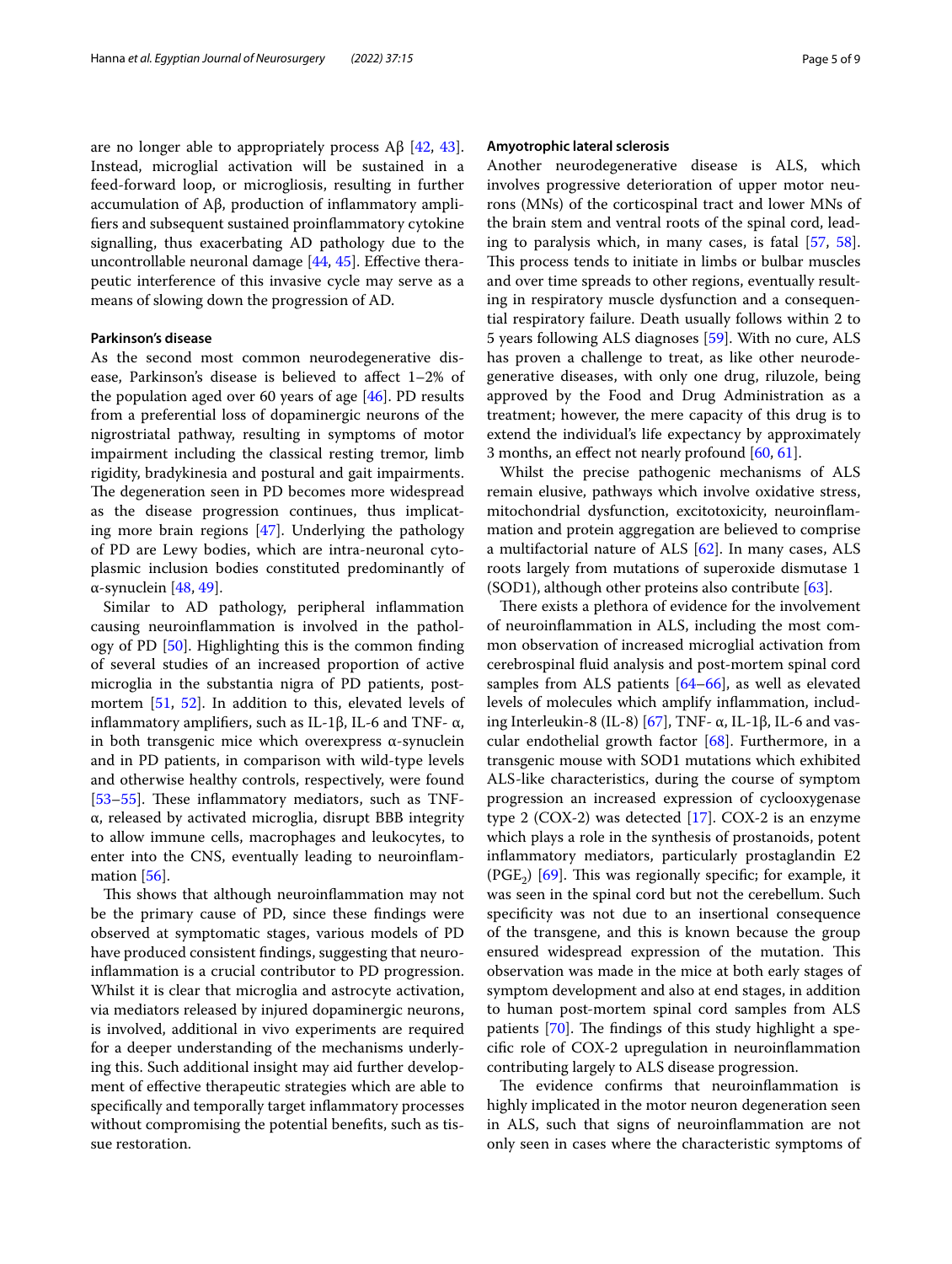are no longer able to appropriately process Aβ [42, 43]. Instead, microglial activation will be sustained in a feed-forward loop, or microgliosis, resulting in further accumulation of Aβ, production of inflammatory amplifiers and subsequent sustained proinflammatory cytokine signalling, thus exacerbating AD pathology due to the uncontrollable neuronal damage [44, 45]. Effective therapeutic interference of this invasive cycle may serve as a means of slowing down the progression of AD.

### Parkinson's disease

As the second most common neurodegenerative disease, Parkinson's disease is believed to affect 1–2% of the population aged over 60 years of age [46]. PD results from a preferential loss of dopaminergic neurons of the nigrostriatal pathway, resulting in symptoms of motor impairment including the classical resting tremor, limb rigidity, bradykinesia and postural and gait impairments. The degeneration seen in PD becomes more widespread as the disease progression continues, thus implicating more brain regions [47]. Underlying the pathology of PD are Lewy bodies, which are intra-neuronal cytoplasmic inclusion bodies constituted predominantly of α-synuclein [48, 49].

Similar to AD pathology, peripheral inflammation causing neuroinflammation is involved in the pathology of PD [50]. Highlighting this is the common finding of several studies of an increased proportion of active microglia in the substantia nigra of PD patients, post-mortem [51, 52]. In addition to this, elevated levels of inflammatory amplifiers, such as IL-1β, IL-6 and TNF- α, in both transgenic mice which overexpress α-synuclein and in PD patients, in comparison with wild-type levels and otherwise healthy controls, respectively, were found [53–55]. These inflammatory mediators, such as TNF-α, released by activated microglia, disrupt BBB integrity to allow immune cells, macrophages and leukocytes, to enter into the CNS, eventually leading to neuroinflammation [56].

This shows that although neuroinflammation may not be the primary cause of PD, since these findings were observed at symptomatic stages, various models of PD have produced consistent findings, suggesting that neuroinflammation is a crucial contributor to PD progression. Whilst it is clear that microglia and astrocyte activation, via mediators released by injured dopaminergic neurons, is involved, additional in vivo experiments are required for a deeper understanding of the mechanisms underlying this. Such additional insight may aid further development of effective therapeutic strategies which are able to specifically and temporally target inflammatory processes without compromising the potential benefits, such as tissue restoration.

### Amyotrophic lateral sclerosis

Another neurodegenerative disease is ALS, which involves progressive deterioration of upper motor neurons (MNs) of the corticospinal tract and lower MNs of the brain stem and ventral roots of the spinal cord, leading to paralysis which, in many cases, is fatal [57, 58]. This process tends to initiate in limbs or bulbar muscles and over time spreads to other regions, eventually resulting in respiratory muscle dysfunction and a consequential respiratory failure. Death usually follows within 2 to 5 years following ALS diagnoses [59]. With no cure, ALS has proven a challenge to treat, as like other neurodegenerative diseases, with only one drug, riluzole, being approved by the Food and Drug Administration as a treatment; however, the mere capacity of this drug is to extend the individual's life expectancy by approximately 3 months, an effect not nearly profound [60, 61].

Whilst the precise pathogenic mechanisms of ALS remain elusive, pathways which involve oxidative stress, mitochondrial dysfunction, excitotoxicity, neuroinflammation and protein aggregation are believed to comprise a multifactorial nature of ALS [62]. In many cases, ALS roots largely from mutations of superoxide dismutase 1 (SOD1), although other proteins also contribute [63].

There exists a plethora of evidence for the involvement of neuroinflammation in ALS, including the most common observation of increased microglial activation from cerebrospinal fluid analysis and post-mortem spinal cord samples from ALS patients [64–66], as well as elevated levels of molecules which amplify inflammation, including Interleukin-8 (IL-8) [67], TNF- α, IL-1β, IL-6 and vascular endothelial growth factor [68]. Furthermore, in a transgenic mouse with SOD1 mutations which exhibited ALS-like characteristics, during the course of symptom progression an increased expression of cyclooxygenase type 2 (COX-2) was detected [17]. COX-2 is an enzyme which plays a role in the synthesis of prostanoids, potent inflammatory mediators, particularly prostaglandin E2 ($PGE_2$) [69]. This was regionally specific; for example, it was seen in the spinal cord but not the cerebellum. Such specificity was not due to an insertional consequence of the transgene, and this is known because the group ensured widespread expression of the mutation. This observation was made in the mice at both early stages of symptom development and also at end stages, in addition to human post-mortem spinal cord samples from ALS patients [70]. The findings of this study highlight a specific role of COX-2 upregulation in neuroinflammation contributing largely to ALS disease progression.

The evidence confirms that neuroinflammation is highly implicated in the motor neuron degeneration seen in ALS, such that signs of neuroinflammation are not only seen in cases where the characteristic symptoms of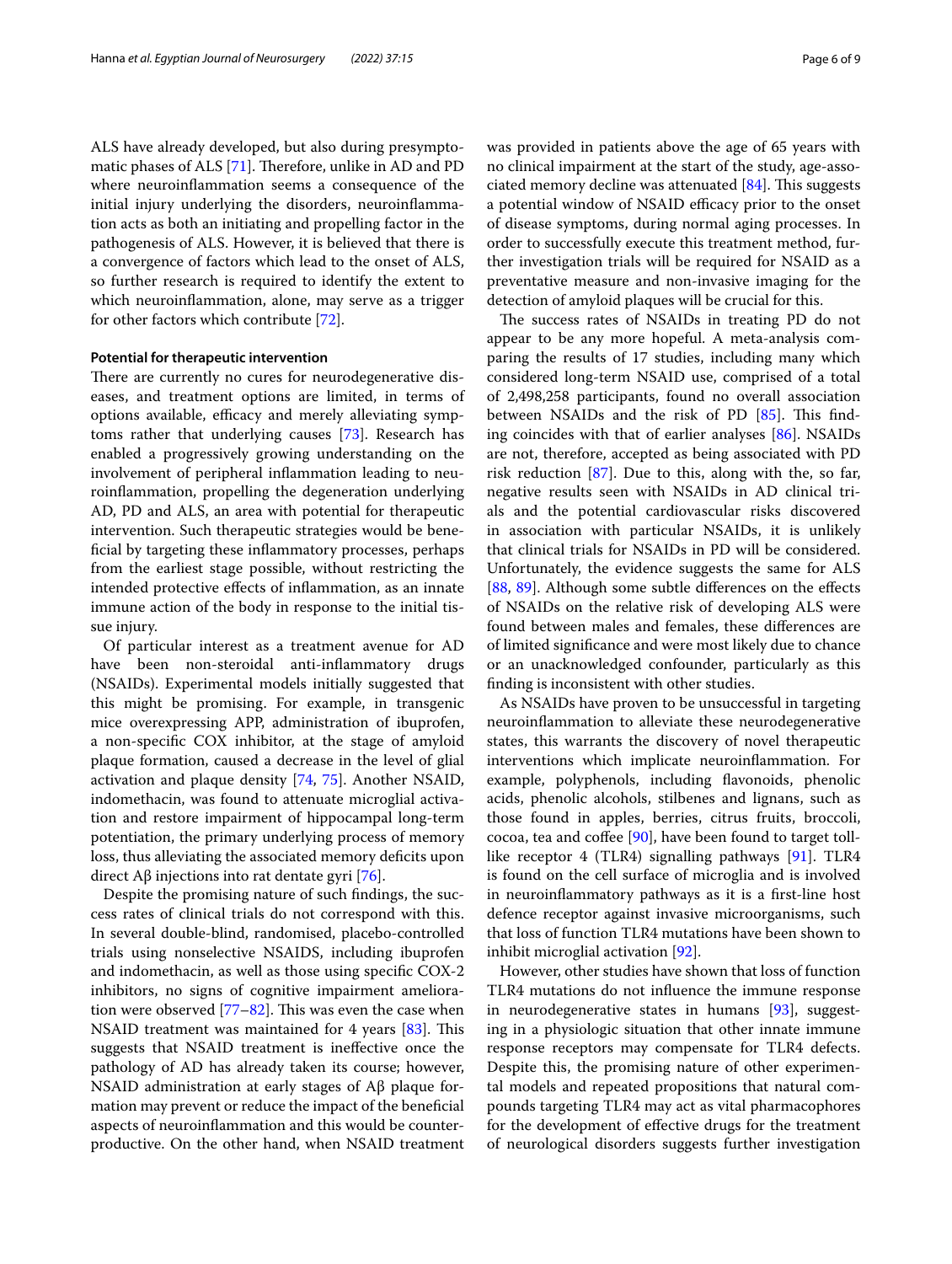ALS have already developed, but also during presymptomatic phases of ALS [71]. Therefore, unlike in AD and PD where neuroinflammation seems a consequence of the initial injury underlying the disorders, neuroinflammation acts as both an initiating and propelling factor in the pathogenesis of ALS. However, it is believed that there is a convergence of factors which lead to the onset of ALS, so further research is required to identify the extent to which neuroinflammation, alone, may serve as a trigger for other factors which contribute [72].

#### Potential for therapeutic intervention

There are currently no cures for neurodegenerative diseases, and treatment options are limited, in terms of options available, efficacy and merely alleviating symptoms rather that underlying causes [73]. Research has enabled a progressively growing understanding on the involvement of peripheral inflammation leading to neuroinflammation, propelling the degeneration underlying AD, PD and ALS, an area with potential for therapeutic intervention. Such therapeutic strategies would be beneficial by targeting these inflammatory processes, perhaps from the earliest stage possible, without restricting the intended protective effects of inflammation, as an innate immune action of the body in response to the initial tissue injury.

Of particular interest as a treatment avenue for AD have been non-steroidal anti-inflammatory drugs (NSAIDs). Experimental models initially suggested that this might be promising. For example, in transgenic mice overexpressing APP, administration of ibuprofen, a non-specific COX inhibitor, at the stage of amyloid plaque formation, caused a decrease in the level of glial activation and plaque density [74, 75]. Another NSAID, indomethacin, was found to attenuate microglial activation and restore impairment of hippocampal long-term potentiation, the primary underlying process of memory loss, thus alleviating the associated memory deficits upon direct Aβ injections into rat dentate gyri [76].

Despite the promising nature of such findings, the success rates of clinical trials do not correspond with this. In several double-blind, randomised, placebo-controlled trials using nonselective NSAIDS, including ibuprofen and indomethacin, as well as those using specific COX-2 inhibitors, no signs of cognitive impairment amelioration were observed [77–82]. This was even the case when NSAID treatment was maintained for 4 years [83]. This suggests that NSAID treatment is ineffective once the pathology of AD has already taken its course; however, NSAID administration at early stages of Aβ plaque formation may prevent or reduce the impact of the beneficial aspects of neuroinflammation and this would be counterproductive. On the other hand, when NSAID treatment was provided in patients above the age of 65 years with no clinical impairment at the start of the study, age-associated memory decline was attenuated [84]. This suggests a potential window of NSAID efficacy prior to the onset of disease symptoms, during normal aging processes. In order to successfully execute this treatment method, further investigation trials will be required for NSAID as a preventative measure and non-invasive imaging for the detection of amyloid plaques will be crucial for this.

The success rates of NSAIDs in treating PD do not appear to be any more hopeful. A meta-analysis comparing the results of 17 studies, including many which considered long-term NSAID use, comprised of a total of 2,498,258 participants, found no overall association between NSAIDs and the risk of PD [85]. This finding coincides with that of earlier analyses [86]. NSAIDs are not, therefore, accepted as being associated with PD risk reduction [87]. Due to this, along with the, so far, negative results seen with NSAIDs in AD clinical trials and the potential cardiovascular risks discovered in association with particular NSAIDs, it is unlikely that clinical trials for NSAIDs in PD will be considered. Unfortunately, the evidence suggests the same for ALS [88, 89]. Although some subtle differences on the effects of NSAIDs on the relative risk of developing ALS were found between males and females, these differences are of limited significance and were most likely due to chance or an unacknowledged confounder, particularly as this finding is inconsistent with other studies.

As NSAIDs have proven to be unsuccessful in targeting neuroinflammation to alleviate these neurodegenerative states, this warrants the discovery of novel therapeutic interventions which implicate neuroinflammation. For example, polyphenols, including flavonoids, phenolic acids, phenolic alcohols, stilbenes and lignans, such as those found in apples, berries, citrus fruits, broccoli, cocoa, tea and coffee [90], have been found to target toll-like receptor 4 (TLR4) signalling pathways [91]. TLR4 is found on the cell surface of microglia and is involved in neuroinflammatory pathways as it is a first-line host defence receptor against invasive microorganisms, such that loss of function TLR4 mutations have been shown to inhibit microglial activation [92].

However, other studies have shown that loss of function TLR4 mutations do not influence the immune response in neurodegenerative states in humans [93], suggesting in a physiologic situation that other innate immune response receptors may compensate for TLR4 defects. Despite this, the promising nature of other experimental models and repeated propositions that natural compounds targeting TLR4 may act as vital pharmacophores for the development of effective drugs for the treatment of neurological disorders suggests further investigation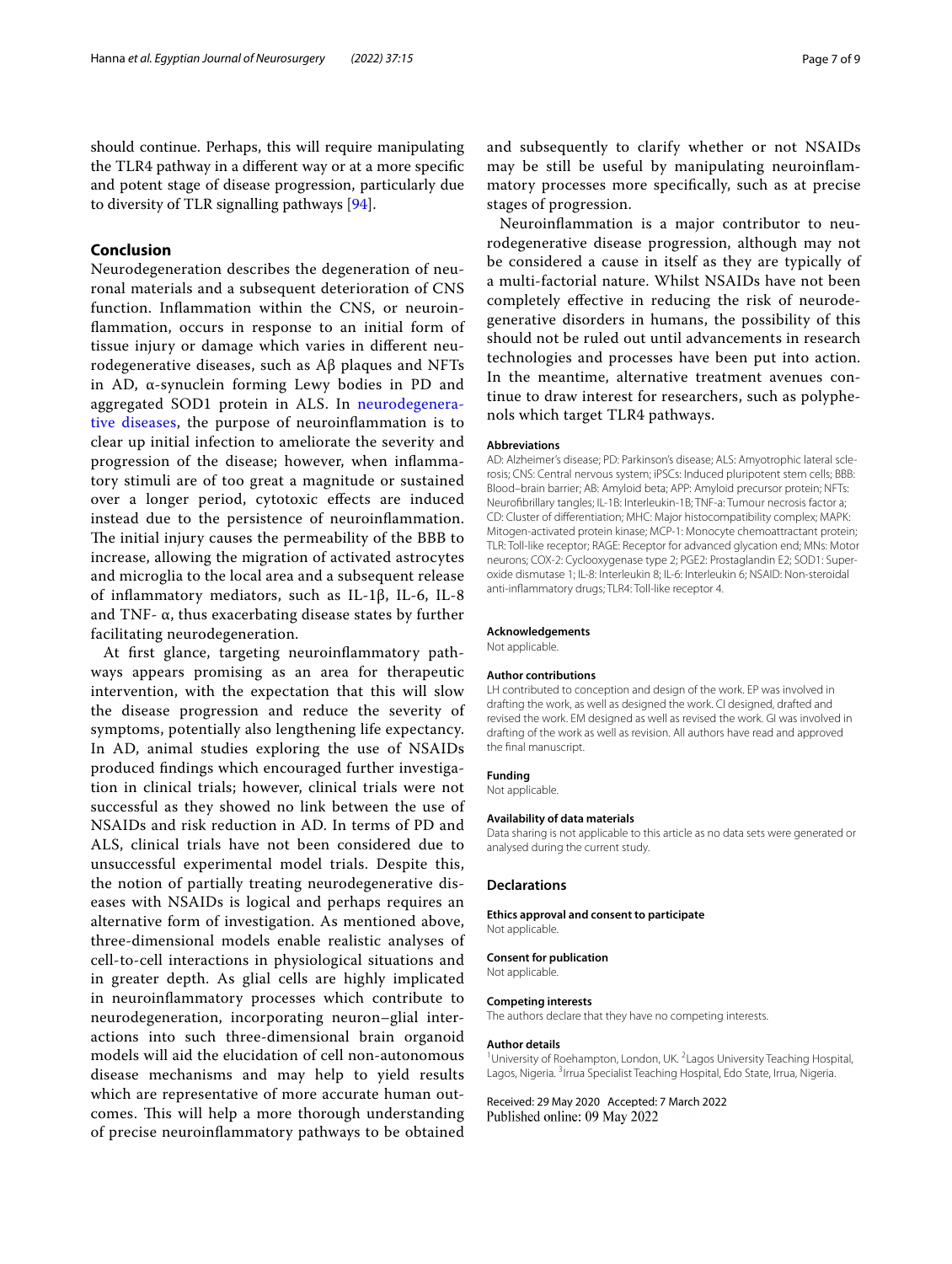should continue. Perhaps, this will require manipulating the TLR4 pathway in a different way or at a more specific and potent stage of disease progression, particularly due to diversity of TLR signalling pathways [94].

## Conclusion

Neurodegeneration describes the degeneration of neuronal materials and a subsequent deterioration of CNS function. Inflammation within the CNS, or neuroinflammation, occurs in response to an initial form of tissue injury or damage which varies in different neurodegenerative diseases, such as Aβ plaques and NFTs in AD, α-synuclein forming Lewy bodies in PD and aggregated SOD1 protein in ALS. In neurodegenerative diseases, the purpose of neuroinflammation is to clear up initial infection to ameliorate the severity and progression of the disease; however, when inflammatory stimuli are of too great a magnitude or sustained over a longer period, cytotoxic effects are induced instead due to the persistence of neuroinflammation. The initial injury causes the permeability of the BBB to increase, allowing the migration of activated astrocytes and microglia to the local area and a subsequent release of inflammatory mediators, such as IL-1β, IL-6, IL-8 and TNF- α, thus exacerbating disease states by further facilitating neurodegeneration.

At first glance, targeting neuroinflammatory pathways appears promising as an area for therapeutic intervention, with the expectation that this will slow the disease progression and reduce the severity of symptoms, potentially also lengthening life expectancy. In AD, animal studies exploring the use of NSAIDs produced findings which encouraged further investigation in clinical trials; however, clinical trials were not successful as they showed no link between the use of NSAIDs and risk reduction in AD. In terms of PD and ALS, clinical trials have not been considered due to unsuccessful experimental model trials. Despite this, the notion of partially treating neurodegenerative diseases with NSAIDs is logical and perhaps requires an alternative form of investigation. As mentioned above, three-dimensional models enable realistic analyses of cell-to-cell interactions in physiological situations and in greater depth. As glial cells are highly implicated in neuroinflammatory processes which contribute to neurodegeneration, incorporating neuron–glial interactions into such three-dimensional brain organoid models will aid the elucidation of cell non-autonomous disease mechanisms and may help to yield results which are representative of more accurate human outcomes. This will help a more thorough understanding of precise neuroinflammatory pathways to be obtained and subsequently to clarify whether or not NSAIDs may be still be useful by manipulating neuroinflammatory processes more specifically, such as at precise stages of progression.

Neuroinflammation is a major contributor to neurodegenerative disease progression, although may not be considered a cause in itself as they are typically of a multi-factorial nature. Whilst NSAIDs have not been completely effective in reducing the risk of neurodegenerative disorders in humans, the possibility of this should not be ruled out until advancements in research technologies and processes have been put into action. In the meantime, alternative treatment avenues continue to draw interest for researchers, such as polyphenols which target TLR4 pathways.

#### Abbreviations

AD: Alzheimer's disease; PD: Parkinson's disease; ALS: Amyotrophic lateral sclerosis; CNS: Central nervous system; iPSCs: Induced pluripotent stem cells; BBB: Blood–brain barrier; AB: Amyloid beta; APP: Amyloid precursor protein; NFTs: Neurofibrillary tangles; IL-1B: Interleukin-1B; TNF-a: Tumour necrosis factor a; CD: Cluster of differentiation; MHC: Major histocompatibility complex; MAPK: Mitogen-activated protein kinase; MCP-1: Monocyte chemoattractant protein; TLR: Toll-like receptor; RAGE: Receptor for advanced glycation end; MNs: Motor neurons; COX-2: Cyclooxygenase type 2; PGE2: Prostaglandin E2; SOD1: Superoxide dismutase 1; IL-8: Interleukin 8; IL-6: Interleukin 6; NSAID: Non-steroidal anti-inflammatory drugs; TLR4: Toll-like receptor 4.

#### Acknowledgements

Not applicable.

#### Author contributions

LH contributed to conception and design of the work. EP was involved in drafting the work, as well as designed the work. CI designed, drafted and revised the work. EM designed as well as revised the work. GI was involved in drafting of the work as well as revision. All authors have read and approved the final manuscript.

#### Funding

Not applicable.

#### Availability of data materials

Data sharing is not applicable to this article as no data sets were generated or analysed during the current study.

### Declarations

#### Ethics approval and consent to participate

Not applicable.

#### Consent for publication

Not applicable.

#### Competing interests

The authors declare that they have no competing interests.

#### Author details

[1]University of Roehampton, London, UK. [2]Lagos University Teaching Hospital, Lagos, Nigeria. [3]Irrua Specialist Teaching Hospital, Edo State, Irrua, Nigeria.

Received: 29 May 2020 Accepted: 7 March 2022
Published online: 09 May 2022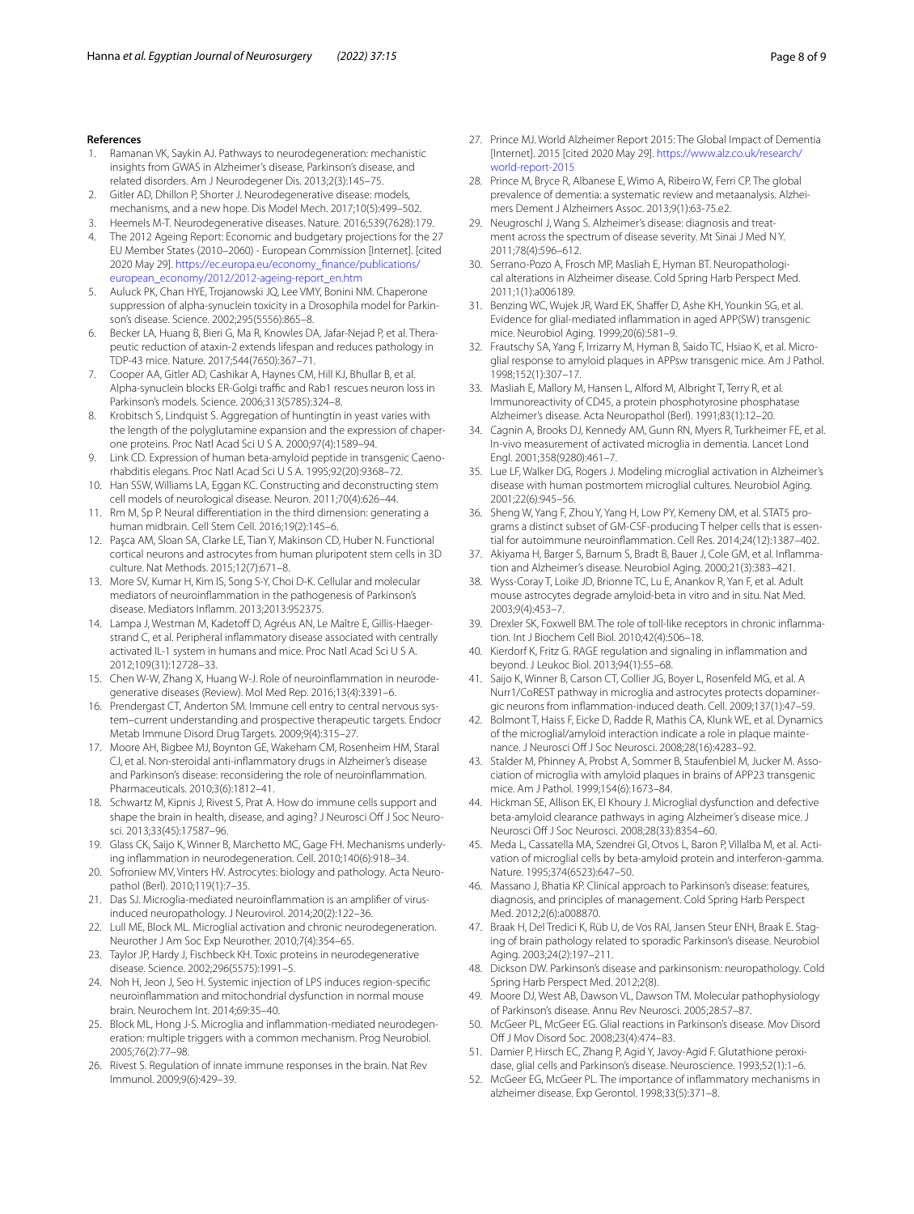## References

1. Ramanan VK, Saykin AJ. Pathways to neurodegeneration: mechanistic insights from GWAS in Alzheimer's disease, Parkinson's disease, and related disorders. Am J Neurodegener Dis. 2013;2(3):145–75.
2. Gitler AD, Dhillon P, Shorter J. Neurodegenerative disease: models, mechanisms, and a new hope. Dis Model Mech. 2017;10(5):499–502.
3. Heemels M-T. Neurodegenerative diseases. Nature. 2016;539(7628):179.
4. The 2012 Ageing Report: Economic and budgetary projections for the 27 EU Member States (2010–2060) - European Commission [Internet]. [cited 2020 May 29]. https://ec.europa.eu/economy_finance/publications/european_economy/2012/2012-ageing-report_en.htm
5. Auluck PK, Chan HYE, Trojanowski JQ, Lee VMY, Bonini NM. Chaperone suppression of alpha-synuclein toxicity in a Drosophila model for Parkinson's disease. Science. 2002;295(5556):865–8.
6. Becker LA, Huang B, Bieri G, Ma R, Knowles DA, Jafar-Nejad P, et al. Therapeutic reduction of ataxin-2 extends lifespan and reduces pathology in TDP-43 mice. Nature. 2017;544(7650):367–71.
7. Cooper AA, Gitler AD, Cashikar A, Haynes CM, Hill KJ, Bhullar B, et al. Alpha-synuclein blocks ER-Golgi traffic and Rab1 rescues neuron loss in Parkinson's models. Science. 2006;313(5785):324–8.
8. Krobitsch S, Lindquist S. Aggregation of huntingtin in yeast varies with the length of the polyglutamine expansion and the expression of chaperone proteins. Proc Natl Acad Sci U S A. 2000;97(4):1589–94.
9. Link CD. Expression of human beta-amyloid peptide in transgenic Caenorhabditis elegans. Proc Natl Acad Sci U S A. 1995;92(20):9368–72.
10. Han SSW, Williams LA, Eggan KC. Constructing and deconstructing stem cell models of neurological disease. Neuron. 2011;70(4):626–44.
11. Rm M, Sp P. Neural differentiation in the third dimension: generating a human midbrain. Cell Stem Cell. 2016;19(2):145–6.
12. Paşca AM, Sloan SA, Clarke LE, Tian Y, Makinson CD, Huber N. Functional cortical neurons and astrocytes from human pluripotent stem cells in 3D culture. Nat Methods. 2015;12(7):671–8.
13. More SV, Kumar H, Kim IS, Song S-Y, Choi D-K. Cellular and molecular mediators of neuroinflammation in the pathogenesis of Parkinson's disease. Mediators Inflamm. 2013;2013:952375.
14. Lampa J, Westman M, Kadetoff D, Agréus AN, Le Maître E, Gillis-Haegerstrand C, et al. Peripheral inflammatory disease associated with centrally activated IL-1 system in humans and mice. Proc Natl Acad Sci U S A. 2012;109(31):12728–33.
15. Chen W-W, Zhang X, Huang W-J. Role of neuroinflammation in neurodegenerative diseases (Review). Mol Med Rep. 2016;13(4):3391–6.
16. Prendergast CT, Anderton SM. Immune cell entry to central nervous system–current understanding and prospective therapeutic targets. Endocr Metab Immune Disord Drug Targets. 2009;9(4):315–27.
17. Moore AH, Bigbee MJ, Boynton GE, Wakeham CM, Rosenheim HM, Staral CJ, et al. Non-steroidal anti-inflammatory drugs in Alzheimer's disease and Parkinson's disease: reconsidering the role of neuroinflammation. Pharmaceuticals. 2010;3(6):1812–41.
18. Schwartz M, Kipnis J, Rivest S, Prat A. How do immune cells support and shape the brain in health, disease, and aging? J Neurosci Off J Soc Neurosci. 2013;33(45):17587–96.
19. Glass CK, Saijo K, Winner B, Marchetto MC, Gage FH. Mechanisms underlying inflammation in neurodegeneration. Cell. 2010;140(6):918–34.
20. Sofroniew MV, Vinters HV. Astrocytes: biology and pathology. Acta Neuropathol (Berl). 2010;119(1):7–35.
21. Das SJ. Microglia-mediated neuroinflammation is an amplifier of virus-induced neuropathology. J Neurovirol. 2014;20(2):122–36.
22. Lull ME, Block ML. Microglial activation and chronic neurodegeneration. Neurother J Am Soc Exp Neurother. 2010;7(4):354–65.
23. Taylor JP, Hardy J, Fischbeck KH. Toxic proteins in neurodegenerative disease. Science. 2002;296(5575):1991–5.
24. Noh H, Jeon J, Seo H. Systemic injection of LPS induces region-specific neuroinflammation and mitochondrial dysfunction in normal mouse brain. Neurochem Int. 2014;69:35–40.
25. Block ML, Hong J-S. Microglia and inflammation-mediated neurodegeneration: multiple triggers with a common mechanism. Prog Neurobiol. 2005;76(2):77–98.
26. Rivest S. Regulation of innate immune responses in the brain. Nat Rev Immunol. 2009;9(6):429–39.
27. Prince MJ. World Alzheimer Report 2015: The Global Impact of Dementia [Internet]. 2015 [cited 2020 May 29]. https://www.alz.co.uk/research/world-report-2015
28. Prince M, Bryce R, Albanese E, Wimo A, Ribeiro W, Ferri CP. The global prevalence of dementia: a systematic review and metaanalysis. Alzheimers Dement J Alzheimers Assoc. 2013;9(1):63-75.e2.
29. Neugroschl J, Wang S. Alzheimer's disease: diagnosis and treatment across the spectrum of disease severity. Mt Sinai J Med N Y. 2011;78(4):596–612.
30. Serrano-Pozo A, Frosch MP, Masliah E, Hyman BT. Neuropathological alterations in Alzheimer disease. Cold Spring Harb Perspect Med. 2011;1(1):a006189.
31. Benzing WC, Wujek JR, Ward EK, Shaffer D, Ashe KH, Younkin SG, et al. Evidence for glial-mediated inflammation in aged APP(SW) transgenic mice. Neurobiol Aging. 1999;20(6):581–9.
32. Frautschy SA, Yang F, Irrizarry M, Hyman B, Saido TC, Hsiao K, et al. Microglial response to amyloid plaques in APPsw transgenic mice. Am J Pathol. 1998;152(1):307–17.
33. Masliah E, Mallory M, Hansen L, Alford M, Albright T, Terry R, et al. Immunoreactivity of CD45, a protein phosphotyrosine phosphatase Alzheimer's disease. Acta Neuropathol (Berl). 1991;83(1):12–20.
34. Cagnin A, Brooks DJ, Kennedy AM, Gunn RN, Myers R, Turkheimer FE, et al. In-vivo measurement of activated microglia in dementia. Lancet Lond Engl. 2001;358(9280):461–7.
35. Lue LF, Walker DG, Rogers J. Modeling microglial activation in Alzheimer's disease with human postmortem microglial cultures. Neurobiol Aging. 2001;22(6):945–56.
36. Sheng W, Yang F, Zhou Y, Yang H, Low PY, Kemeny DM, et al. STAT5 programs a distinct subset of GM-CSF-producing T helper cells that is essential for autoimmune neuroinflammation. Cell Res. 2014;24(12):1387–402.
37. Akiyama H, Barger S, Barnum S, Bradt B, Bauer J, Cole GM, et al. Inflammation and Alzheimer's disease. Neurobiol Aging. 2000;21(3):383–421.
38. Wyss-Coray T, Loike JD, Brionne TC, Lu E, Anankov R, Yan F, et al. Adult mouse astrocytes degrade amyloid-beta in vitro and in situ. Nat Med. 2003;9(4):453–7.
39. Drexler SK, Foxwell BM. The role of toll-like receptors in chronic inflammation. Int J Biochem Cell Biol. 2010;42(4):506–18.
40. Kierdorf K, Fritz G. RAGE regulation and signaling in inflammation and beyond. J Leukoc Biol. 2013;94(1):55–68.
41. Saijo K, Winner B, Carson CT, Collier JG, Boyer L, Rosenfeld MG, et al. A Nurr1/CoREST pathway in microglia and astrocytes protects dopaminergic neurons from inflammation-induced death. Cell. 2009;137(1):47–59.
42. Bolmont T, Haiss F, Eicke D, Radde R, Mathis CA, Klunk WE, et al. Dynamics of the microglial/amyloid interaction indicate a role in plaque maintenance. J Neurosci Off J Soc Neurosci. 2008;28(16):4283–92.
43. Stalder M, Phinney A, Probst A, Sommer B, Staufenbiel M, Jucker M. Association of microglia with amyloid plaques in brains of APP23 transgenic mice. Am J Pathol. 1999;154(6):1673–84.
44. Hickman SE, Allison EK, El Khoury J. Microglial dysfunction and defective beta-amyloid clearance pathways in aging Alzheimer's disease mice. J Neurosci Off J Soc Neurosci. 2008;28(33):8354–60.
45. Meda L, Cassatella MA, Szendrei GI, Otvos L, Baron P, Villalba M, et al. Activation of microglial cells by beta-amyloid protein and interferon-gamma. Nature. 1995;374(6523):647–50.
46. Massano J, Bhatia KP. Clinical approach to Parkinson's disease: features, diagnosis, and principles of management. Cold Spring Harb Perspect Med. 2012;2(6):a008870.
47. Braak H, Del Tredici K, Rüb U, de Vos RAI, Jansen Steur ENH, Braak E. Staging of brain pathology related to sporadic Parkinson's disease. Neurobiol Aging. 2003;24(2):197–211.
48. Dickson DW. Parkinson's disease and parkinsonism: neuropathology. Cold Spring Harb Perspect Med. 2012;2(8).
49. Moore DJ, West AB, Dawson VL, Dawson TM. Molecular pathophysiology of Parkinson's disease. Annu Rev Neurosci. 2005;28:57–87.
50. McGeer PL, McGeer EG. Glial reactions in Parkinson's disease. Mov Disord Off J Mov Disord Soc. 2008;23(4):474–83.
51. Damier P, Hirsch EC, Zhang P, Agid Y, Javoy-Agid F. Glutathione peroxidase, glial cells and Parkinson's disease. Neuroscience. 1993;52(1):1–6.
52. McGeer EG, McGeer PL. The importance of inflammatory mechanisms in alzheimer disease. Exp Gerontol. 1998;33(5):371–8.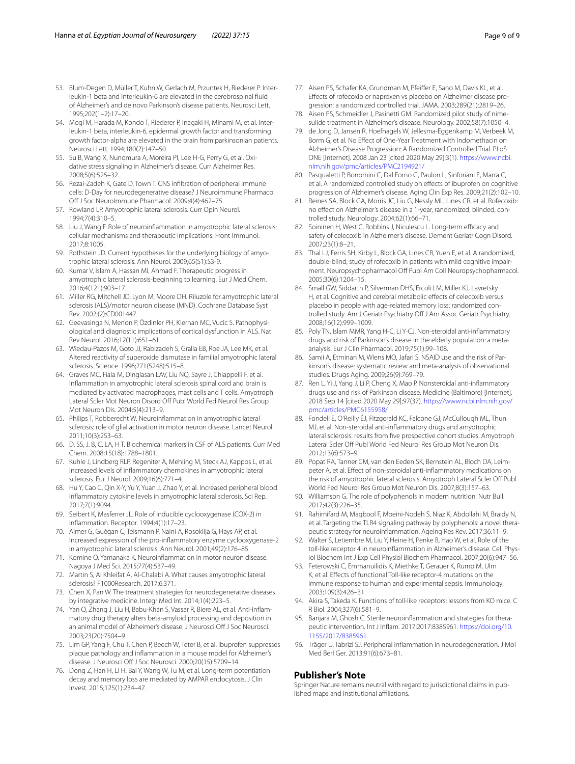53. Blum-Degen D, Müller T, Kuhn W, Gerlach M, Przuntek H, Riederer P. Interleukin-1 beta and interleukin-6 are elevated in the cerebrospinal fluid of Alzheimer's and de novo Parkinson's disease patients. Neurosci Lett. 1995;202(1–2):17–20.
54. Mogi M, Harada M, Kondo T, Riederer P, Inagaki H, Minami M, et al. Interleukin-1 beta, interleukin-6, epidermal growth factor and transforming growth factor-alpha are elevated in the brain from parkinsonian patients. Neurosci Lett. 1994;180(2):147–50.
55. Su B, Wang X, Nunomura A, Moreira PI, Lee H-G, Perry G, et al. Oxidative stress signaling in Alzheimer's disease. Curr Alzheimer Res. 2008;5(6):525–32.
56. Rezai-Zadeh K, Gate D, Town T. CNS infiltration of peripheral immune cells: D-Day for neurodegenerative disease? J Neuroimmune Pharmacol Off J Soc NeuroImmune Pharmacol. 2009;4(4):462–75.
57. Rowland LP. Amyotrophic lateral sclerosis. Curr Opin Neurol. 1994;7(4):310–5.
58. Liu J, Wang F. Role of neuroinflammation in amyotrophic lateral sclerosis: cellular mechanisms and therapeutic implications. Front Immunol. 2017;8:1005.
59. Rothstein JD. Current hypotheses for the underlying biology of amyotrophic lateral sclerosis. Ann Neurol. 2009;65(S1):S3-9.
60. Kumar V, Islam A, Hassan MI, Ahmad F. Therapeutic progress in amyotrophic lateral sclerosis-beginning to learning. Eur J Med Chem. 2016;4(121):903–17.
61. Miller RG, Mitchell JD, Lyon M, Moore DH. Riluzole for amyotrophic lateral sclerosis (ALS)/motor neuron disease (MND). Cochrane Database Syst Rev. 2002;(2):CD001447.
62. Geevasinga N, Menon P, Özdinler PH, Kiernan MC, Vucic S. Pathophysiological and diagnostic implications of cortical dysfunction in ALS. Nat Rev Neurol. 2016;12(11):651–61.
63. Wiedau-Pazos M, Goto JJ, Rabizadeh S, Gralla EB, Roe JA, Lee MK, et al. Altered reactivity of superoxide dismutase in familial amyotrophic lateral sclerosis. Science. 1996;271(5248):515–8.
64. Graves MC, Fiala M, Dinglasan LAV, Liu NQ, Sayre J, Chiappelli F, et al. Inflammation in amyotrophic lateral sclerosis spinal cord and brain is mediated by activated macrophages, mast cells and T cells. Amyotroph Lateral Scler Mot Neuron Disord Off Publ World Fed Neurol Res Group Mot Neuron Dis. 2004;5(4):213–9.
65. Philips T, Robberecht W. Neuroinflammation in amyotrophic lateral sclerosis: role of glial activation in motor neuron disease. Lancet Neurol. 2011;10(3):253–63.
66. D. SS, J. B, C. LA, H T. Biochemical markers in CSF of ALS patients. Curr Med Chem. 2008;15(18):1788–1801.
67. Kuhle J, Lindberg RLP, Regeniter A, Mehling M, Steck AJ, Kappos L, et al. Increased levels of inflammatory chemokines in amyotrophic lateral sclerosis. Eur J Neurol. 2009;16(6):771–4.
68. Hu Y, Cao C, Qin X-Y, Yu Y, Yuan J, Zhao Y, et al. Increased peripheral blood inflammatory cytokine levels in amyotrophic lateral sclerosis. Sci Rep. 2017;7(1):9094.
69. Seibert K, Masferrer JL. Role of inducible cyclooxygenase (COX-2) in inflammation. Receptor. 1994;4(1):17–23.
70. Almer G, Guégan C, Teismann P, Naini A, Rosoklija G, Hays AP, et al. Increased expression of the pro-inflammatory enzyme cyclooxygenase-2 in amyotrophic lateral sclerosis. Ann Neurol. 2001;49(2):176–85.
71. Komine O, Yamanaka K. Neuroinflammation in motor neuron disease. Nagoya J Med Sci. 2015;77(4):537–49.
72. Martin S, Al Khleifat A, Al-Chalabi A. What causes amyotrophic lateral sclerosis? F1000Research. 2017;6:371.
73. Chen X, Pan W. The treatment strategies for neurodegenerative diseases by integrative medicine. Integr Med Int. 2014;1(4):223–5.
74. Yan Q, Zhang J, Liu H, Babu-Khan S, Vassar R, Biere AL, et al. Anti-inflammatory drug therapy alters beta-amyloid processing and deposition in an animal model of Alzheimer's disease. J Neurosci Off J Soc Neurosci. 2003;23(20):7504–9.
75. Lim GP, Yang F, Chu T, Chen P, Beech W, Teter B, et al. Ibuprofen suppresses plaque pathology and inflammation in a mouse model for Alzheimer's disease. J Neurosci Off J Soc Neurosci. 2000;20(15):5709–14.
76. Dong Z, Han H, Li H, Bai Y, Wang W, Tu M, et al. Long-term potentiation decay and memory loss are mediated by AMPAR endocytosis. J Clin Invest. 2015;125(1):234–47.
77. Aisen PS, Schafer KA, Grundman M, Pfeiffer E, Sano M, Davis KL, et al. Effects of rofecoxib or naproxen vs placebo on Alzheimer disease progression: a randomized controlled trial. JAMA. 2003;289(21):2819–26.
78. Aisen PS, Schmeidler J, Pasinetti GM. Randomized pilot study of nimesulide treatment in Alzheimer's disease. Neurology. 2002;58(7):1050–4.
79. de Jong D, Jansen R, Hoefnagels W, Jellesma-Eggenkamp M, Verbeek M, Borm G, et al. No Effect of One-Year Treatment with Indomethacin on Alzheimer's Disease Progression: A Randomized Controlled Trial. PLoS ONE [Internet]. 2008 Jan 23 [cited 2020 May 29];3(1). https://www.ncbi.nlm.nih.gov/pmc/articles/PMC2194921/
80. Pasqualetti P, Bonomini C, Dal Forno G, Paulon L, Sinforiani E, Marra C, et al. A randomized controlled study on effects of ibuprofen on cognitive progression of Alzheimer's disease. Aging Clin Exp Res. 2009;21(2):102–10.
81. Reines SA, Block GA, Morris JC, Liu G, Nessly ML, Lines CR, et al. Rofecoxib: no effect on Alzheimer's disease in a 1-year, randomized, blinded, controlled study. Neurology. 2004;62(1):66–71.
82. Soininen H, West C, Robbins J, Niculescu L. Long-term efficacy and safety of celecoxib in Alzheimer's disease. Dement Geriatr Cogn Disord. 2007;23(1):8–21.
83. Thal LJ, Ferris SH, Kirby L, Block GA, Lines CR, Yuen E, et al. A randomized, double-blind, study of rofecoxib in patients with mild cognitive impairment. Neuropsychopharmacol Off Publ Am Coll Neuropsychopharmacol. 2005;30(6):1204–15.
84. Small GW, Siddarth P, Silverman DHS, Ercoli LM, Miller KJ, Lavretsky H, et al. Cognitive and cerebral metabolic effects of celecoxib versus placebo in people with age-related memory loss: randomized controlled study. Am J Geriatr Psychiatry Off J Am Assoc Geriatr Psychiatry. 2008;16(12):999–1009.
85. Poly TN, Islam MMR, Yang H-C, Li Y-CJ. Non-steroidal anti-inflammatory drugs and risk of Parkinson's disease in the elderly population: a meta-analysis. Eur J Clin Pharmacol. 2019;75(1):99–108.
86. Samii A, Etminan M, Wiens MO, Jafari S. NSAID use and the risk of Parkinson's disease: systematic review and meta-analysis of observational studies. Drugs Aging. 2009;26(9):769–79.
87. Ren L, Yi J, Yang J, Li P, Cheng X, Mao P. Nonsteroidal anti-inflammatory drugs use and risk of Parkinson disease. Medicine (Baltimore) [Internet]. 2018 Sep 14 [cited 2020 May 29];97(37). https://www.ncbi.nlm.nih.gov/pmc/articles/PMC6155958/
88. Fondell E, O'Reilly ÉJ, Fitzgerald KC, Falcone GJ, McCullough ML, Thun MJ, et al. Non-steroidal anti-inflammatory drugs and amyotrophic lateral sclerosis: results from five prospective cohort studies. Amyotroph Lateral Scler Off Publ World Fed Neurol Res Group Mot Neuron Dis. 2012;13(6):573–9.
89. Popat RA, Tanner CM, van den Eeden SK, Bernstein AL, Bloch DA, Leimpeter A, et al. Effect of non-steroidal anti-inflammatory medications on the risk of amyotrophic lateral sclerosis. Amyotroph Lateral Scler Off Publ World Fed Neurol Res Group Mot Neuron Dis. 2007;8(3):157–63.
90. Williamson G. The role of polyphenols in modern nutrition. Nutr Bull. 2017;42(3):226–35.
91. Rahimifard M, Maqbool F, Moeini-Nodeh S, Niaz K, Abdollahi M, Braidy N, et al. Targeting the TLR4 signaling pathway by polyphenols: a novel therapeutic strategy for neuroinflammation. Ageing Res Rev. 2017;36:11–9.
92. Walter S, Letiembre M, Liu Y, Heine H, Penke B, Hao W, et al. Role of the toll-like receptor 4 in neuroinflammation in Alzheimer's disease. Cell Physiol Biochem Int J Exp Cell Physiol Biochem Pharmacol. 2007;20(6):947–56.
93. Feterowski C, Emmanuilidis K, Miethke T, Gerauer K, Rump M, Ulm K, et al. Effects of functional Toll-like receptor-4 mutations on the immune response to human and experimental sepsis. Immunology. 2003;109(3):426–31.
94. Akira S, Takeda K. Functions of toll-like receptors: lessons from KO mice. C R Biol. 2004;327(6):581–9.
95. Banjara M, Ghosh C. Sterile neuroinflammation and strategies for therapeutic intervention. Int J Inflam. 2017;2017:8385961. https://doi.org/10.1155/2017/8385961.
96. Träger U, Tabrizi SJ. Peripheral inflammation in neurodegeneration. J Mol Med Berl Ger. 2013;91(6):673–81.

## Publisher's Note

Springer Nature remains neutral with regard to jurisdictional claims in published maps and institutional affiliations.